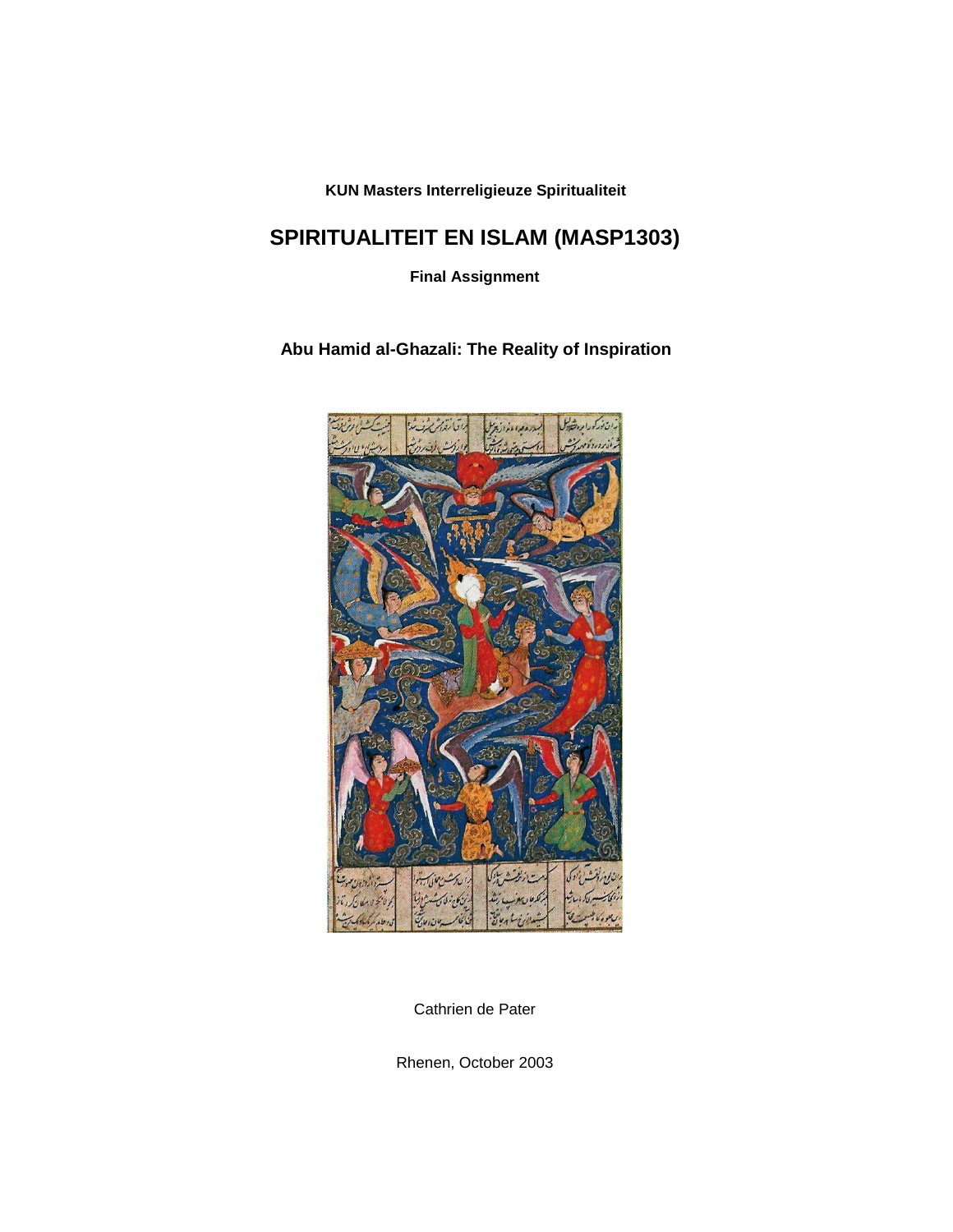**KUN Masters Interreligieuze Spiritualiteit**

# SPIRITUALITEIT EN ISLAM (MASP1303)

**Final Assignment**

## Abu Hamid al-Ghazali: The Reality of Inspiration

Cathrien de Pater

Rhenen, October 2003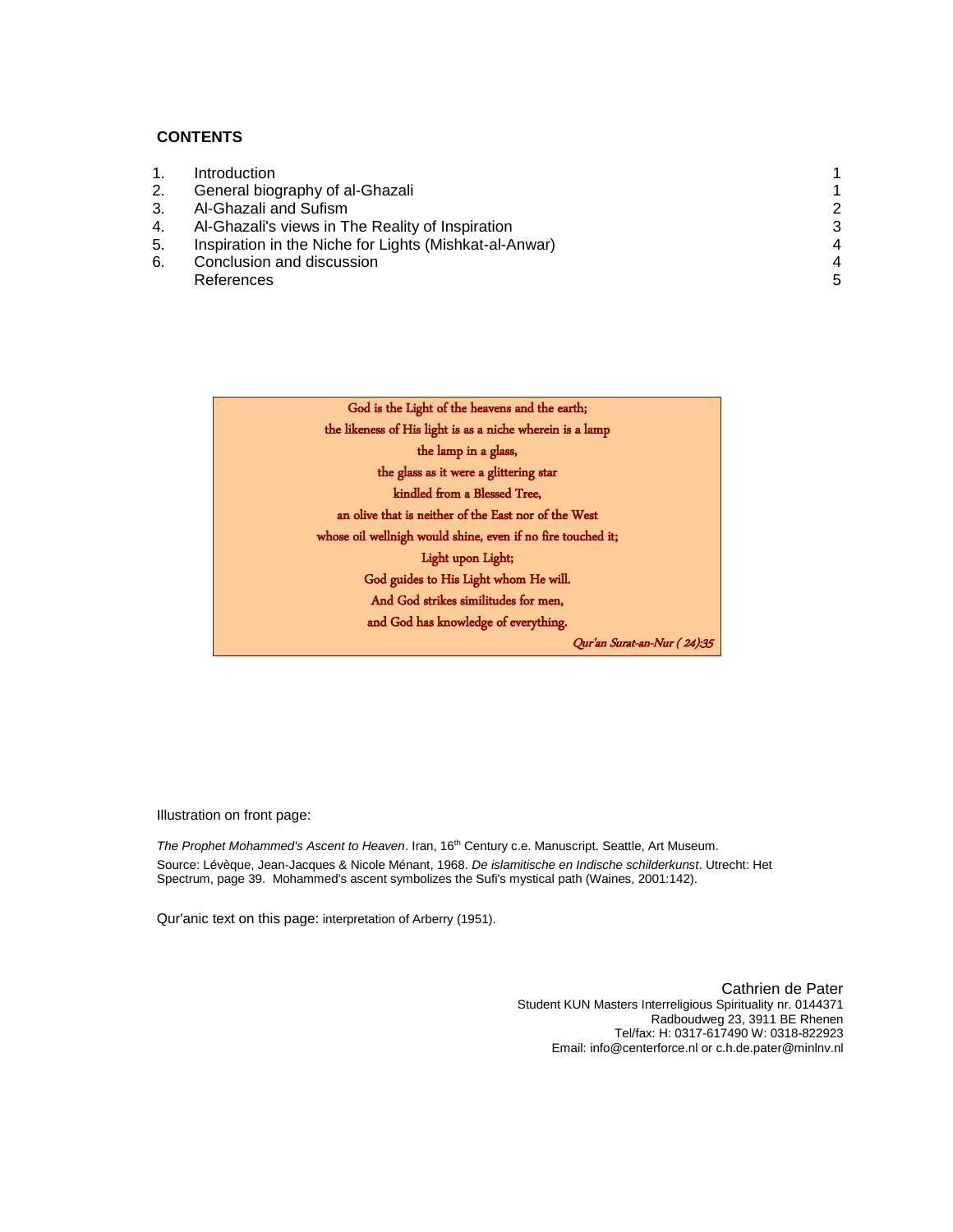**CONTENTS**

| | | |
|---|---|---|
| 1. | Introduction | 1 |
| 2. | General biography of al-Ghazali | 1 |
| 3. | Al-Ghazali and Sufism | 2 |
| 4. | Al-Ghazali's views in The Reality of Inspiration | 3 |
| 5. | Inspiration in the Niche for Lights (Mishkat-al-Anwar) | 4 |
| 6. | Conclusion and discussion | 4 |
| | References | 5 |

God is the Light of the heavens and the earth;
the likeness of His light is as a niche wherein is a lamp
the lamp in a glass,
the glass as it were a glittering star
kindled from a Blessed Tree,
an olive that is neither of the East nor of the West
whose oil wellnigh would shine, even if no fire touched it;
Light upon Light;
God guides to His Light whom He will.
And God strikes similitudes for men,
and God has knowledge of everything.

*Qur'an Surat-an-Nur ( 24):35*

Illustration on front page:

*The Prophet Mohammed's Ascent to Heaven*. Iran, 16th Century c.e. Manuscript. Seattle, Art Museum.
Source: Lévèque, Jean-Jacques & Nicole Ménant, 1968. *De islamitische en Indische schilderkunst*. Utrecht: Het Spectrum, page 39. Mohammed's ascent symbolizes the Sufi's mystical path (Waines, 2001:142).

Qur'anic text on this page: interpretation of Arberry (1951).

Cathrien de Pater
Student KUN Masters Interreligious Spirituality nr. 0144371
Radboudweg 23, 3911 BE Rhenen
Tel/fax: H: 0317-617490 W: 0318-822923
Email: info@centerforce.nl or c.h.de.pater@minlnv.nl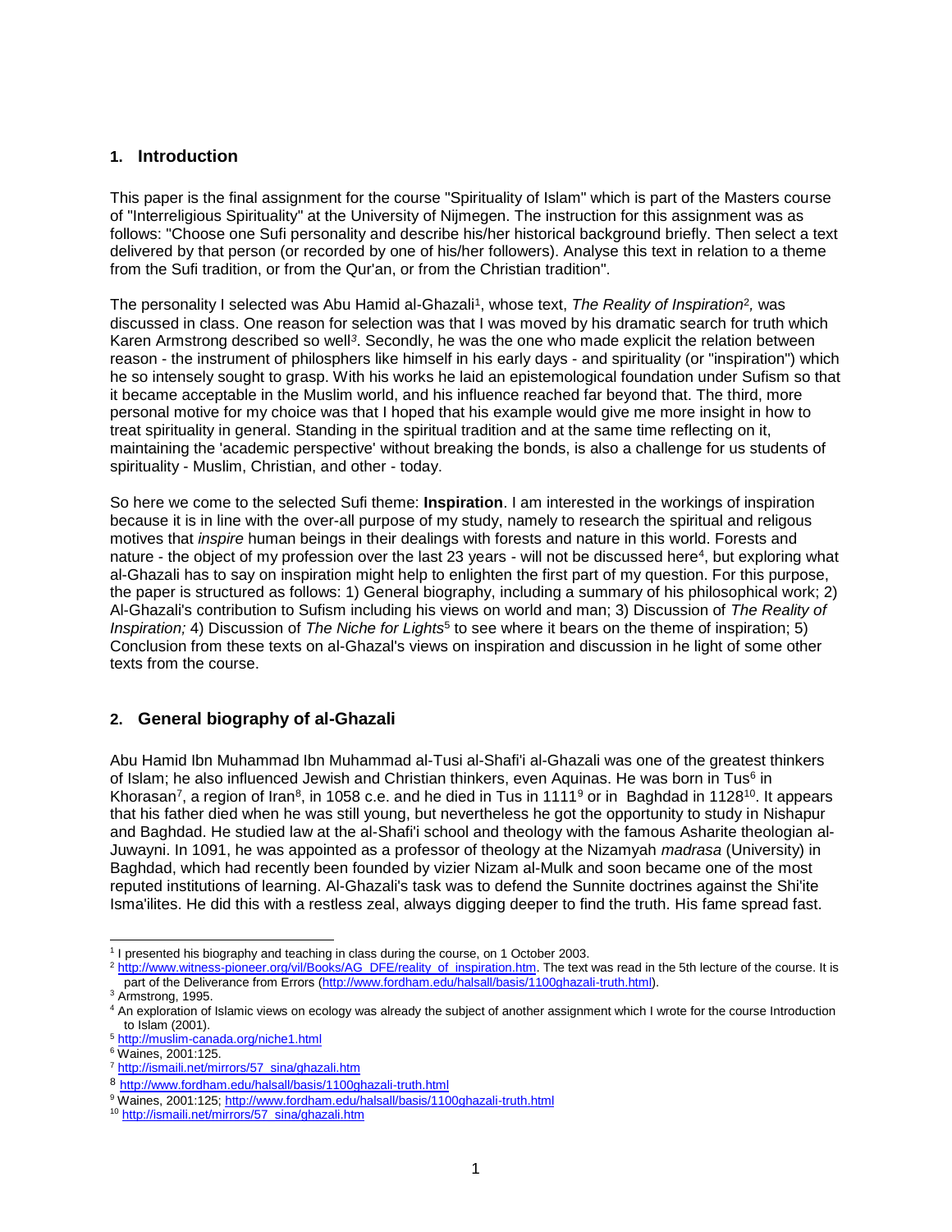## 1. Introduction

This paper is the final assignment for the course "Spirituality of Islam" which is part of the Masters course of "Interreligious Spirituality" at the University of Nijmegen. The instruction for this assignment was as follows: "Choose one Sufi personality and describe his/her historical background briefly. Then select a text delivered by that person (or recorded by one of his/her followers). Analyse this text in relation to a theme from the Sufi tradition, or from the Qur'an, or from the Christian tradition".

The personality I selected was Abu Hamid al-Ghazali[1], whose text, *The Reality of Inspiration*[2], was discussed in class. One reason for selection was that I was moved by his dramatic search for truth which Karen Armstrong described so well[3]. Secondly, he was the one who made explicit the relation between reason - the instrument of philosphers like himself in his early days - and spirituality (or "inspiration") which he so intensely sought to grasp. With his works he laid an epistemological foundation under Sufism so that it became acceptable in the Muslim world, and his influence reached far beyond that. The third, more personal motive for my choice was that I hoped that his example would give me more insight in how to treat spirituality in general. Standing in the spiritual tradition and at the same time reflecting on it, maintaining the 'academic perspective' without breaking the bonds, is also a challenge for us students of spirituality - Muslim, Christian, and other - today.

So here we come to the selected Sufi theme: **Inspiration**. I am interested in the workings of inspiration because it is in line with the over-all purpose of my study, namely to research the spiritual and religous motives that *inspire* human beings in their dealings with forests and nature in this world. Forests and nature - the object of my profession over the last 23 years - will not be discussed here[4], but exploring what al-Ghazali has to say on inspiration might help to enlighten the first part of my question. For this purpose, the paper is structured as follows: 1) General biography, including a summary of his philosophical work; 2) Al-Ghazali's contribution to Sufism including his views on world and man; 3) Discussion of *The Reality of Inspiration;* 4) Discussion of *The Niche for Lights*[5] to see where it bears on the theme of inspiration; 5) Conclusion from these texts on al-Ghazal's views on inspiration and discussion in he light of some other texts from the course.

## 2. General biography of al-Ghazali

Abu Hamid Ibn Muhammad Ibn Muhammad al-Tusi al-Shafi'i al-Ghazali was one of the greatest thinkers of Islam; he also influenced Jewish and Christian thinkers, even Aquinas. He was born in Tus[6] in Khorasan[7], a region of Iran[8], in 1058 c.e. and he died in Tus in 1111[9] or in Baghdad in 1128[10]. It appears that his father died when he was still young, but nevertheless he got the opportunity to study in Nishapur and Baghdad. He studied law at the al-Shafi'i school and theology with the famous Asharite theologian al-Juwayni. In 1091, he was appointed as a professor of theology at the Nizamyah *madrasa* (University) in Baghdad, which had recently been founded by vizier Nizam al-Mulk and soon became one of the most reputed institutions of learning. Al-Ghazali's task was to defend the Sunnite doctrines against the Shi'ite Isma'ilites. He did this with a restless zeal, always digging deeper to find the truth. His fame spread fast.

---

[1] I presented his biography and teaching in class during the course, on 1 October 2003.

[2] http://www.witness-pioneer.org/vil/Books/AG_DFE/reality_of_inspiration.htm. The text was read in the 5th lecture of the course. It is part of the Deliverance from Errors (http://www.fordham.edu/halsall/basis/1100ghazali-truth.html).

[3] Armstrong, 1995.

[4] An exploration of Islamic views on ecology was already the subject of another assignment which I wrote for the course Introduction to Islam (2001).

[5] http://muslim-canada.org/niche1.html

[6] Waines, 2001:125.

[7] http://ismaili.net/mirrors/57_sina/ghazali.htm

[8] http://www.fordham.edu/halsall/basis/1100ghazali-truth.html

[9] Waines, 2001:125; http://www.fordham.edu/halsall/basis/1100ghazali-truth.html

[10] http://ismaili.net/mirrors/57_sina/ghazali.htm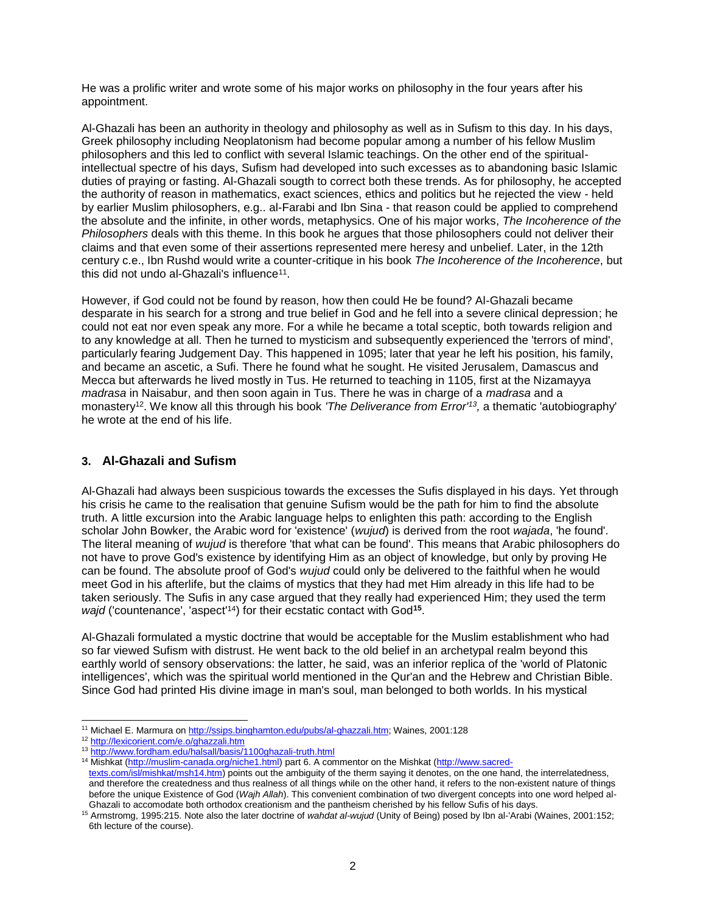He was a prolific writer and wrote some of his major works on philosophy in the four years after his appointment.

Al-Ghazali has been an authority in theology and philosophy as well as in Sufism to this day. In his days, Greek philosophy including Neoplatonism had become popular among a number of his fellow Muslim philosophers and this led to conflict with several Islamic teachings. On the other end of the spiritual-intellectual spectre of his days, Sufism had developed into such excesses as to abandoning basic Islamic duties of praying or fasting. Al-Ghazali sougth to correct both these trends. As for philosophy, he accepted the authority of reason in mathematics, exact sciences, ethics and politics but he rejected the view - held by earlier Muslim philosophers, e.g.. al-Farabi and Ibn Sina - that reason could be applied to comprehend the absolute and the infinite, in other words, metaphysics. One of his major works, *The Incoherence of the Philosophers* deals with this theme. In this book he argues that those philosophers could not deliver their claims and that even some of their assertions represented mere heresy and unbelief. Later, in the 12th century c.e., Ibn Rushd would write a counter-critique in his book *The Incoherence of the Incoherence*, but this did not undo al-Ghazali's influence[11].

However, if God could not be found by reason, how then could He be found? Al-Ghazali became desparate in his search for a strong and true belief in God and he fell into a severe clinical depression; he could not eat nor even speak any more. For a while he became a total sceptic, both towards religion and to any knowledge at all. Then he turned to mysticism and subsequently experienced the 'terrors of mind', particularly fearing Judgement Day. This happened in 1095; later that year he left his position, his family, and became an ascetic, a Sufi. There he found what he sought. He visited Jerusalem, Damascus and Mecca but afterwards he lived mostly in Tus. He returned to teaching in 1105, first at the Nizamayya *madrasa* in Naisabur, and then soon again in Tus. There he was in charge of a *madrasa* and a monastery[12]. We know all this through his book *'The Deliverance from Error'*[13], a thematic 'autobiography' he wrote at the end of his life.

## 3. Al-Ghazali and Sufism

Al-Ghazali had always been suspicious towards the excesses the Sufis displayed in his days. Yet through his crisis he came to the realisation that genuine Sufism would be the path for him to find the absolute truth. A little excursion into the Arabic language helps to enlighten this path: according to the English scholar John Bowker, the Arabic word for 'existence' (*wujud*) is derived from the root *wajada*, 'he found'. The literal meaning of *wujud* is therefore 'that what can be found'. This means that Arabic philosophers do not have to prove God's existence by identifying Him as an object of knowledge, but only by proving He can be found. The absolute proof of God's *wujud* could only be delivered to the faithful when he would meet God in his afterlife, but the claims of mystics that they had met Him already in this life had to be taken seriously. The Sufis in any case argued that they really had experienced Him; they used the term *wajd* ('countenance', 'aspect'[14]) for their ecstatic contact with God[15].

Al-Ghazali formulated a mystic doctrine that would be acceptable for the Muslim establishment who had so far viewed Sufism with distrust. He went back to the old belief in an archetypal realm beyond this earthly world of sensory observations: the latter, he said, was an inferior replica of the 'world of Platonic intelligences', which was the spiritual world mentioned in the Qur'an and the Hebrew and Christian Bible. Since God had printed His divine image in man's soul, man belonged to both worlds. In his mystical

---

[11] Michael E. Marmura on http://ssips.binghamton.edu/pubs/al-ghazzali.htm; Waines, 2001:128

[12] http://lexicorient.com/e.o/ghazzali.htm

[13] http://www.fordham.edu/halsall/basis/1100ghazali-truth.html

[14] Mishkat (http://muslim-canada.org/niche1.html) part 6. A commentor on the Mishkat (http://www.sacred-texts.com/isl/mishkat/msh14.htm) points out the ambiguity of the therm saying it denotes, on the one hand, the interrelatedness, and therefore the createdness and thus realness of all things while on the other hand, it refers to the non-existent nature of things before the unique Existence of God (*Wajh Allah*). This convenient combination of two divergent concepts into one word helped al-Ghazali to accomodate both orthodox creationism and the pantheism cherished by his fellow Sufis of his days.

[15] Armstromg, 1995:215. Note also the later doctrine of *wahdat al-wujud* (Unity of Being) posed by Ibn al-'Arabi (Waines, 2001:152; 6th lecture of the course).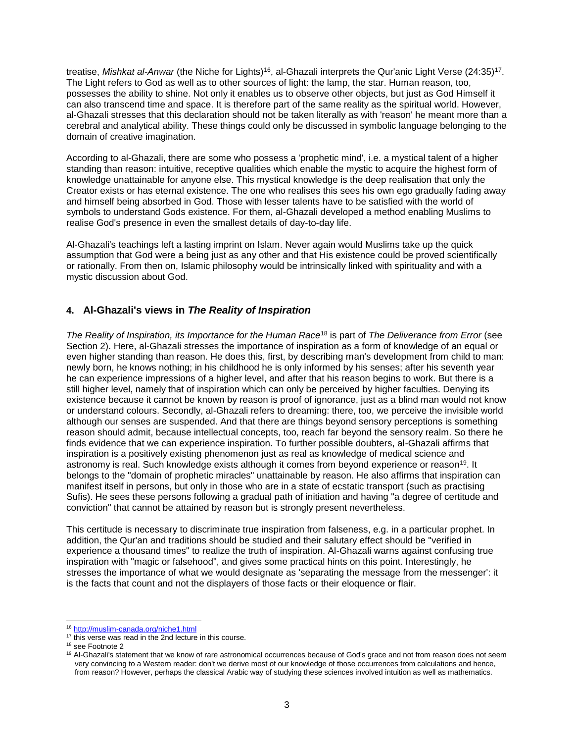treatise, *Mishkat al-Anwar* (the Niche for Lights)[16], al-Ghazali interprets the Qur'anic Light Verse (24:35)[17]. The Light refers to God as well as to other sources of light: the lamp, the star. Human reason, too, possesses the ability to shine. Not only it enables us to observe other objects, but just as God Himself it can also transcend time and space. It is therefore part of the same reality as the spiritual world. However, al-Ghazali stresses that this declaration should not be taken literally as with 'reason' he meant more than a cerebral and analytical ability. These things could only be discussed in symbolic language belonging to the domain of creative imagination.

According to al-Ghazali, there are some who possess a 'prophetic mind', i.e. a mystical talent of a higher standing than reason: intuitive, receptive qualities which enable the mystic to acquire the highest form of knowledge unattainable for anyone else. This mystical knowledge is the deep realisation that only the Creator exists or has eternal existence. The one who realises this sees his own ego gradually fading away and himself being absorbed in God. Those with lesser talents have to be satisfied with the world of symbols to understand Gods existence. For them, al-Ghazali developed a method enabling Muslims to realise God's presence in even the smallest details of day-to-day life.

Al-Ghazali's teachings left a lasting imprint on Islam. Never again would Muslims take up the quick assumption that God were a being just as any other and that His existence could be proved scientifically or rationally. From then on, Islamic philosophy would be intrinsically linked with spirituality and with a mystic discussion about God.

## 4. Al-Ghazali's views in *The Reality of Inspiration*

*The Reality of Inspiration, its Importance for the Human Race*[18] is part of *The Deliverance from Error* (see Section 2). Here, al-Ghazali stresses the importance of inspiration as a form of knowledge of an equal or even higher standing than reason. He does this, first, by describing man's development from child to man: newly born, he knows nothing; in his childhood he is only informed by his senses; after his seventh year he can experience impressions of a higher level, and after that his reason begins to work. But there is a still higher level, namely that of inspiration which can only be perceived by higher faculties. Denying its existence because it cannot be known by reason is proof of ignorance, just as a blind man would not know or understand colours. Secondly, al-Ghazali refers to dreaming: there, too, we perceive the invisible world although our senses are suspended. And that there are things beyond sensory perceptions is something reason should admit, because intellectual concepts, too, reach far beyond the sensory realm. So there he finds evidence that we can experience inspiration. To further possible doubters, al-Ghazali affirms that inspiration is a positively existing phenomenon just as real as knowledge of medical science and astronomy is real. Such knowledge exists although it comes from beyond experience or reason[19]. It belongs to the "domain of prophetic miracles" unattainable by reason. He also affirms that inspiration can manifest itself in persons, but only in those who are in a state of ecstatic transport (such as practising Sufis). He sees these persons following a gradual path of initiation and having "a degree of certitude and conviction" that cannot be attained by reason but is strongly present nevertheless.

This certitude is necessary to discriminate true inspiration from falseness, e.g. in a particular prophet. In addition, the Qur'an and traditions should be studied and their salutary effect should be "verified in experience a thousand times" to realize the truth of inspiration. Al-Ghazali warns against confusing true inspiration with "magic or falsehood", and gives some practical hints on this point. Interestingly, he stresses the importance of what we would designate as 'separating the message from the messenger': it is the facts that count and not the displayers of those facts or their eloquence or flair.

---

[16] http://muslim-canada.org/niche1.html

[17] this verse was read in the 2nd lecture in this course.

[18] see Footnote 2

[19] Al-Ghazali's statement that we know of rare astronomical occurrences because of God's grace and not from reason does not seem very convincing to a Western reader: don't we derive most of our knowledge of those occurrences from calculations and hence, from reason? However, perhaps the classical Arabic way of studying these sciences involved intuition as well as mathematics.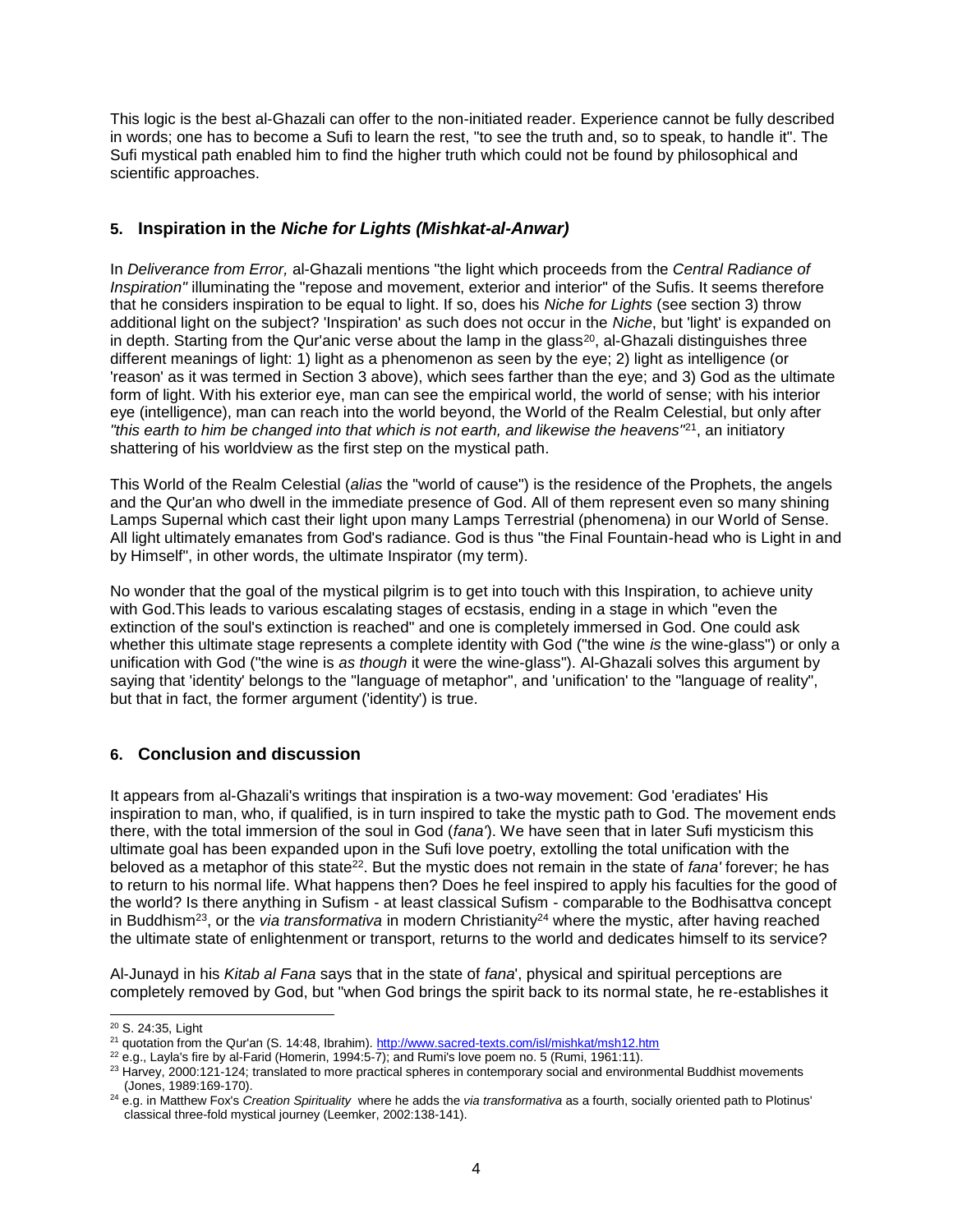This logic is the best al-Ghazali can offer to the non-initiated reader. Experience cannot be fully described in words; one has to become a Sufi to learn the rest, "to see the truth and, so to speak, to handle it". The Sufi mystical path enabled him to find the higher truth which could not be found by philosophical and scientific approaches.

## 5. Inspiration in the *Niche for Lights (Mishkat-al-Anwar)*

In *Deliverance from Error,* al-Ghazali mentions "the light which proceeds from the *Central Radiance of Inspiration"* illuminating the "repose and movement, exterior and interior" of the Sufis. It seems therefore that he considers inspiration to be equal to light. If so, does his *Niche for Lights* (see section 3) throw additional light on the subject? 'Inspiration' as such does not occur in the *Niche*, but 'light' is expanded on in depth. Starting from the Qur'anic verse about the lamp in the glass[20], al-Ghazali distinguishes three different meanings of light: 1) light as a phenomenon as seen by the eye; 2) light as intelligence (or 'reason' as it was termed in Section 3 above), which sees farther than the eye; and 3) God as the ultimate form of light. With his exterior eye, man can see the empirical world, the world of sense; with his interior eye (intelligence), man can reach into the world beyond, the World of the Realm Celestial, but only after *"this earth to him be changed into that which is not earth, and likewise the heavens"*[21], an initiatory shattering of his worldview as the first step on the mystical path.

This World of the Realm Celestial (*alias* the "world of cause") is the residence of the Prophets, the angels and the Qur'an who dwell in the immediate presence of God. All of them represent even so many shining Lamps Supernal which cast their light upon many Lamps Terrestrial (phenomena) in our World of Sense. All light ultimately emanates from God's radiance. God is thus "the Final Fountain-head who is Light in and by Himself", in other words, the ultimate Inspirator (my term).

No wonder that the goal of the mystical pilgrim is to get into touch with this Inspiration, to achieve unity with God.This leads to various escalating stages of ecstasis, ending in a stage in which "even the extinction of the soul's extinction is reached" and one is completely immersed in God. One could ask whether this ultimate stage represents a complete identity with God ("the wine *is* the wine-glass") or only a unification with God ("the wine is *as though* it were the wine-glass"). Al-Ghazali solves this argument by saying that 'identity' belongs to the "language of metaphor", and 'unification' to the "language of reality", but that in fact, the former argument ('identity') is true.

## 6. Conclusion and discussion

It appears from al-Ghazali's writings that inspiration is a two-way movement: God 'eradiates' His inspiration to man, who, if qualified, is in turn inspired to take the mystic path to God. The movement ends there, with the total immersion of the soul in God (*fana'*). We have seen that in later Sufi mysticism this ultimate goal has been expanded upon in the Sufi love poetry, extolling the total unification with the beloved as a metaphor of this state[22]. But the mystic does not remain in the state of *fana'* forever; he has to return to his normal life. What happens then? Does he feel inspired to apply his faculties for the good of the world? Is there anything in Sufism - at least classical Sufism - comparable to the Bodhisattva concept in Buddhism[23], or the *via transformativa* in modern Christianity[24] where the mystic, after having reached the ultimate state of enlightenment or transport, returns to the world and dedicates himself to its service?

Al-Junayd in his *Kitab al Fana* says that in the state of *fana*', physical and spiritual perceptions are completely removed by God, but "when God brings the spirit back to its normal state, he re-establishes it

---

[20] S. 24:35, Light

[21] quotation from the Qur'an (S. 14:48, Ibrahim). http://www.sacred-texts.com/isl/mishkat/msh12.htm

[22] e.g., Layla's fire by al-Farid (Homerin, 1994:5-7); and Rumi's love poem no. 5 (Rumi, 1961:11).

[23] Harvey, 2000:121-124; translated to more practical spheres in contemporary social and environmental Buddhist movements (Jones, 1989:169-170).

[24] e.g. in Matthew Fox's *Creation Spirituality* where he adds the *via transformativa* as a fourth, socially oriented path to Plotinus' classical three-fold mystical journey (Leemker, 2002:138-141).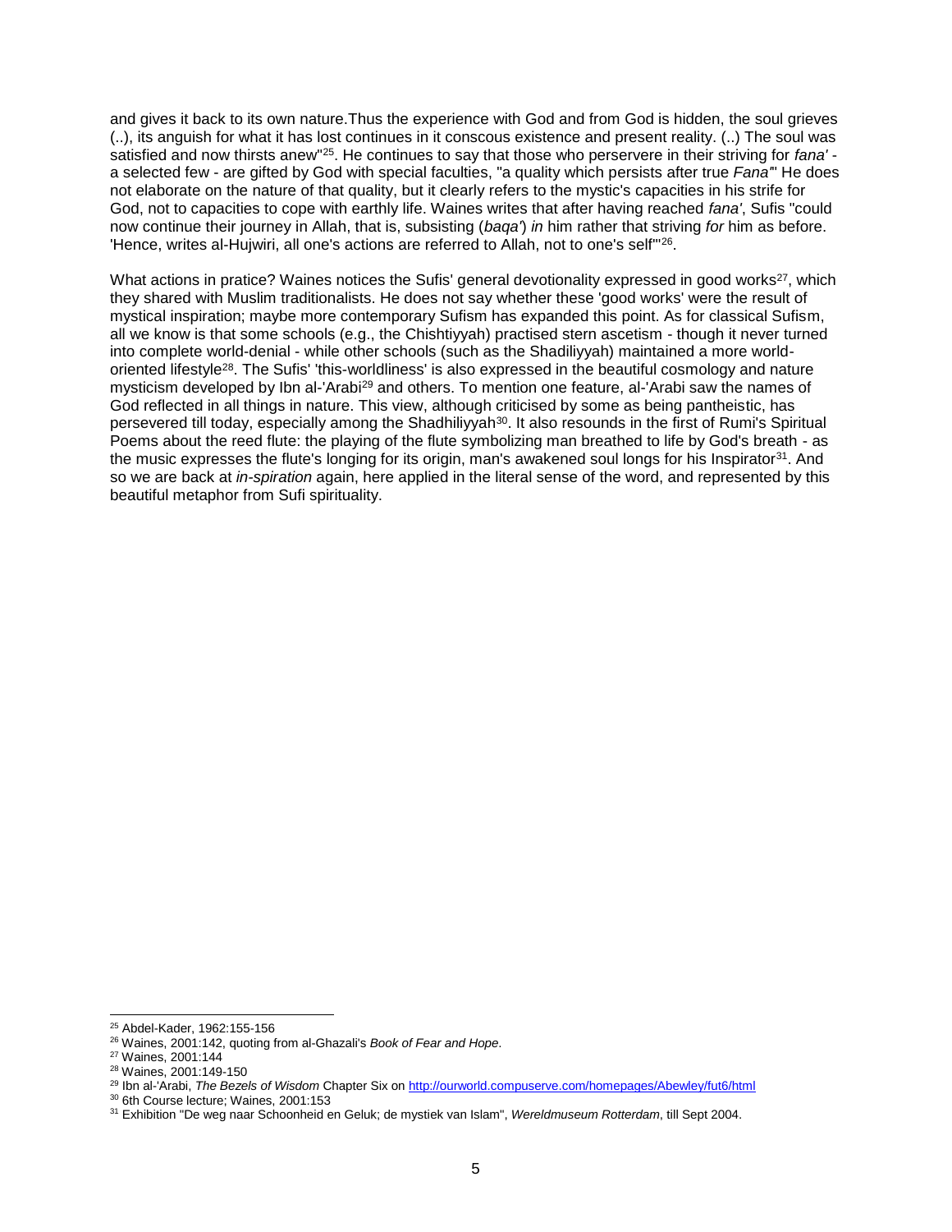and gives it back to its own nature.Thus the experience with God and from God is hidden, the soul grieves (..), its anguish for what it has lost continues in it conscous existence and present reality. (..) The soul was satisfied and now thirsts anew"[25]. He continues to say that those who perservere in their striving for *fana'* - a selected few - are gifted by God with special faculties, "a quality which persists after true *Fana*"' He does not elaborate on the nature of that quality, but it clearly refers to the mystic's capacities in his strife for God, not to capacities to cope with earthly life. Waines writes that after having reached *fana'*, Sufis "could now continue their journey in Allah, that is, subsisting (*baqa'*) *in* him rather that striving *for* him as before. 'Hence, writes al-Hujwiri, all one's actions are referred to Allah, not to one's self'"[26].

What actions in pratice? Waines notices the Sufis' general devotionality expressed in good works[27], which they shared with Muslim traditionalists. He does not say whether these 'good works' were the result of mystical inspiration; maybe more contemporary Sufism has expanded this point. As for classical Sufism, all we know is that some schools (e.g., the Chishtiyyah) practised stern ascetism - though it never turned into complete world-denial - while other schools (such as the Shadiliyyah) maintained a more world-oriented lifestyle[28]. The Sufis' 'this-worldliness' is also expressed in the beautiful cosmology and nature mysticism developed by Ibn al-'Arabi[29] and others. To mention one feature, al-'Arabi saw the names of God reflected in all things in nature. This view, although criticised by some as being pantheistic, has persevered till today, especially among the Shadhiliyyah[30]. It also resounds in the first of Rumi's Spiritual Poems about the reed flute: the playing of the flute symbolizing man breathed to life by God's breath - as the music expresses the flute's longing for its origin, man's awakened soul longs for his Inspirator[31]. And so we are back at *in-spiration* again, here applied in the literal sense of the word, and represented by this beautiful metaphor from Sufi spirituality.

---

[25] Abdel-Kader, 1962:155-156

[26] Waines, 2001:142, quoting from al-Ghazali's *Book of Fear and Hope*.

[27] Waines, 2001:144

[28] Waines, 2001:149-150

[29] Ibn al-'Arabi, *The Bezels of Wisdom* Chapter Six on http://ourworld.compuserve.com/homepages/Abewley/fut6/html

[30] 6th Course lecture; Waines, 2001:153

[31] Exhibition "De weg naar Schoonheid en Geluk; de mystiek van Islam", *Wereldmuseum Rotterdam*, till Sept 2004.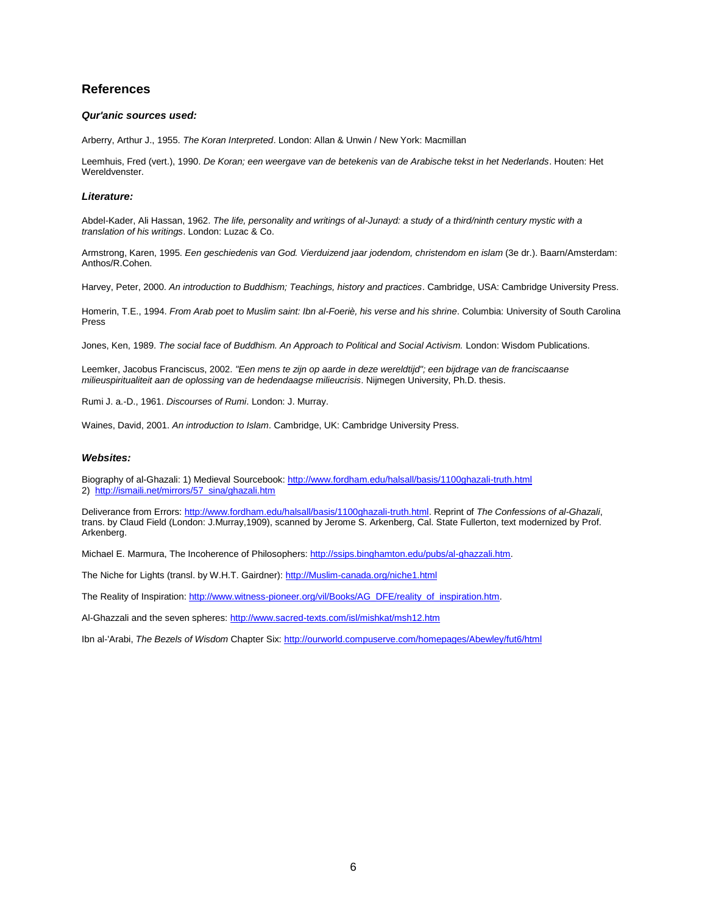## References

### *Qur'anic sources used:*

Arberry, Arthur J., 1955. *The Koran Interpreted*. London: Allan & Unwin / New York: Macmillan

Leemhuis, Fred (vert.), 1990. *De Koran; een weergave van de betekenis van de Arabische tekst in het Nederlands*. Houten: Het Wereldvenster.

### *Literature:*

Abdel-Kader, Ali Hassan, 1962. *The life, personality and writings of al-Junayd: a study of a third/ninth century mystic with a translation of his writings*. London: Luzac & Co.

Armstrong, Karen, 1995. *Een geschiedenis van God. Vierduizend jaar jodendom, christendom en islam* (3e dr.). Baarn/Amsterdam: Anthos/R.Cohen.

Harvey, Peter, 2000. *An introduction to Buddhism; Teachings, history and practices*. Cambridge, USA: Cambridge University Press.

Homerin, T.E., 1994. *From Arab poet to Muslim saint: Ibn al-Foeriè, his verse and his shrine*. Columbia: University of South Carolina Press

Jones, Ken, 1989. *The social face of Buddhism. An Approach to Political and Social Activism.* London: Wisdom Publications.

Leemker, Jacobus Franciscus, 2002. *"Een mens te zijn op aarde in deze wereldtijd"; een bijdrage van de franciscaanse milieuspiritualiteit aan de oplossing van de hedendaagse milieucrisis*. Nijmegen University, Ph.D. thesis.

Rumi J. a.-D., 1961. *Discourses of Rumi*. London: J. Murray.

Waines, David, 2001. *An introduction to Islam*. Cambridge, UK: Cambridge University Press.

### *Websites:*

Biography of al-Ghazali: 1) Medieval Sourcebook: http://www.fordham.edu/halsall/basis/1100ghazali-truth.html
2) http://ismaili.net/mirrors/57_sina/ghazali.htm

Deliverance from Errors: http://www.fordham.edu/halsall/basis/1100ghazali-truth.html. Reprint of *The Confessions of al-Ghazali*, trans. by Claud Field (London: J.Murray,1909), scanned by Jerome S. Arkenberg, Cal. State Fullerton, text modernized by Prof. Arkenberg.

Michael E. Marmura, The Incoherence of Philosophers: http://ssips.binghamton.edu/pubs/al-ghazzali.htm.

The Niche for Lights (transl. by W.H.T. Gairdner): http://Muslim-canada.org/niche1.html

The Reality of Inspiration: http://www.witness-pioneer.org/vil/Books/AG_DFE/reality_of_inspiration.htm.

Al-Ghazzali and the seven spheres: http://www.sacred-texts.com/isl/mishkat/msh12.htm

Ibn al-'Arabi, *The Bezels of Wisdom* Chapter Six: http://ourworld.compuserve.com/homepages/Abewley/fut6/html